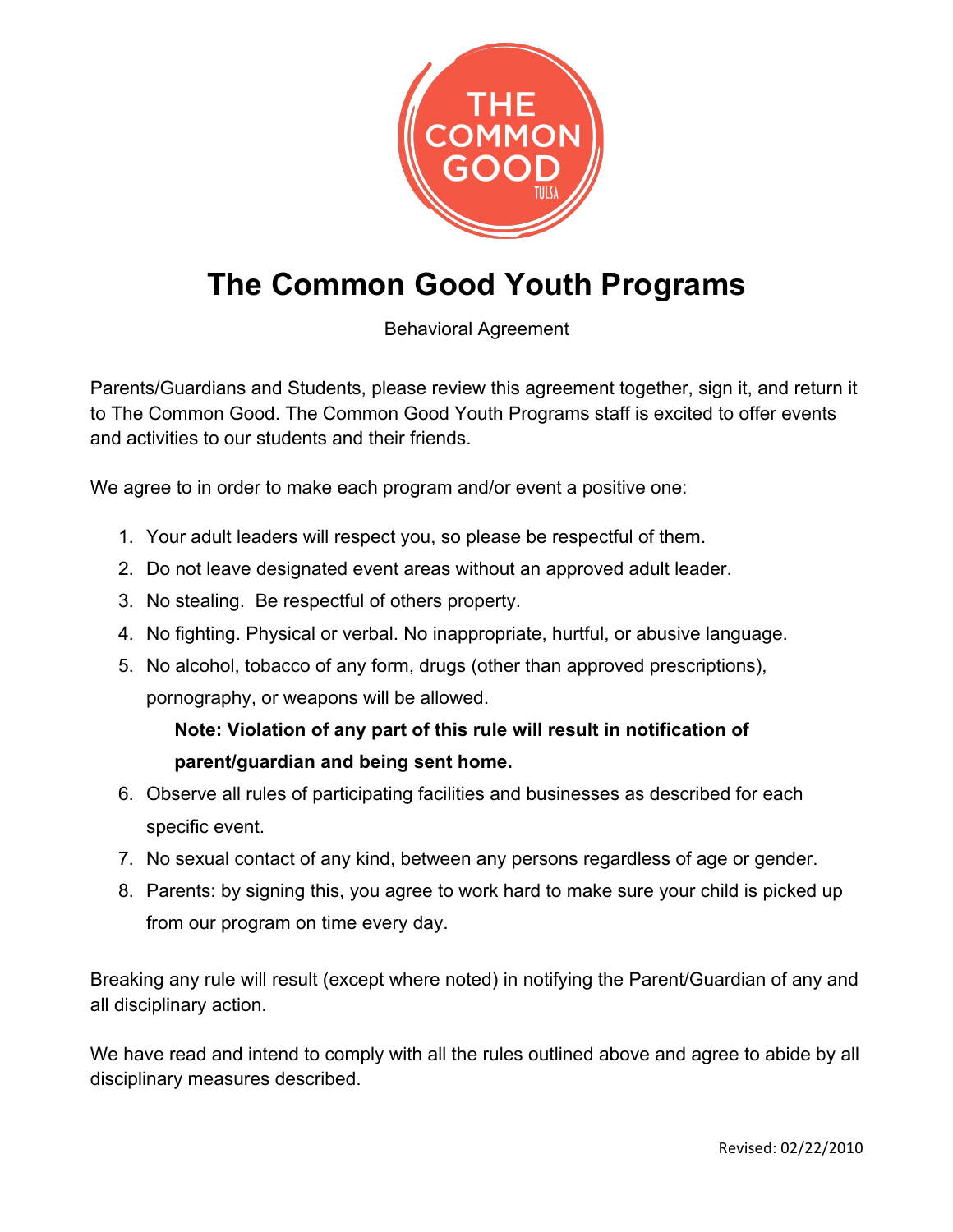# The Common Good Youth Programs

Behavioral Agreement

Parents/Guardians and Students, please review this agreement together, sign it, and return it to The Common Good. The Common Good Youth Programs staff is excited to offer events and activities to our students and their friends.

We agree to in order to make each program and/or event a positive one:

1. Your adult leaders will respect you, so please be respectful of them.
2. Do not leave designated event areas without an approved adult leader.
3. No stealing. Be respectful of others property.
4. No fighting. Physical or verbal. No inappropriate, hurtful, or abusive language.
5. No alcohol, tobacco of any form, drugs (other than approved prescriptions), pornography, or weapons will be allowed.

   **Note: Violation of any part of this rule will result in notification of parent/guardian and being sent home.**

6. Observe all rules of participating facilities and businesses as described for each specific event.
7. No sexual contact of any kind, between any persons regardless of age or gender.
8. Parents: by signing this, you agree to work hard to make sure your child is picked up from our program on time every day.

Breaking any rule will result (except where noted) in notifying the Parent/Guardian of any and all disciplinary action.

We have read and intend to comply with all the rules outlined above and agree to abide by all disciplinary measures described.

Revised: 02/22/2010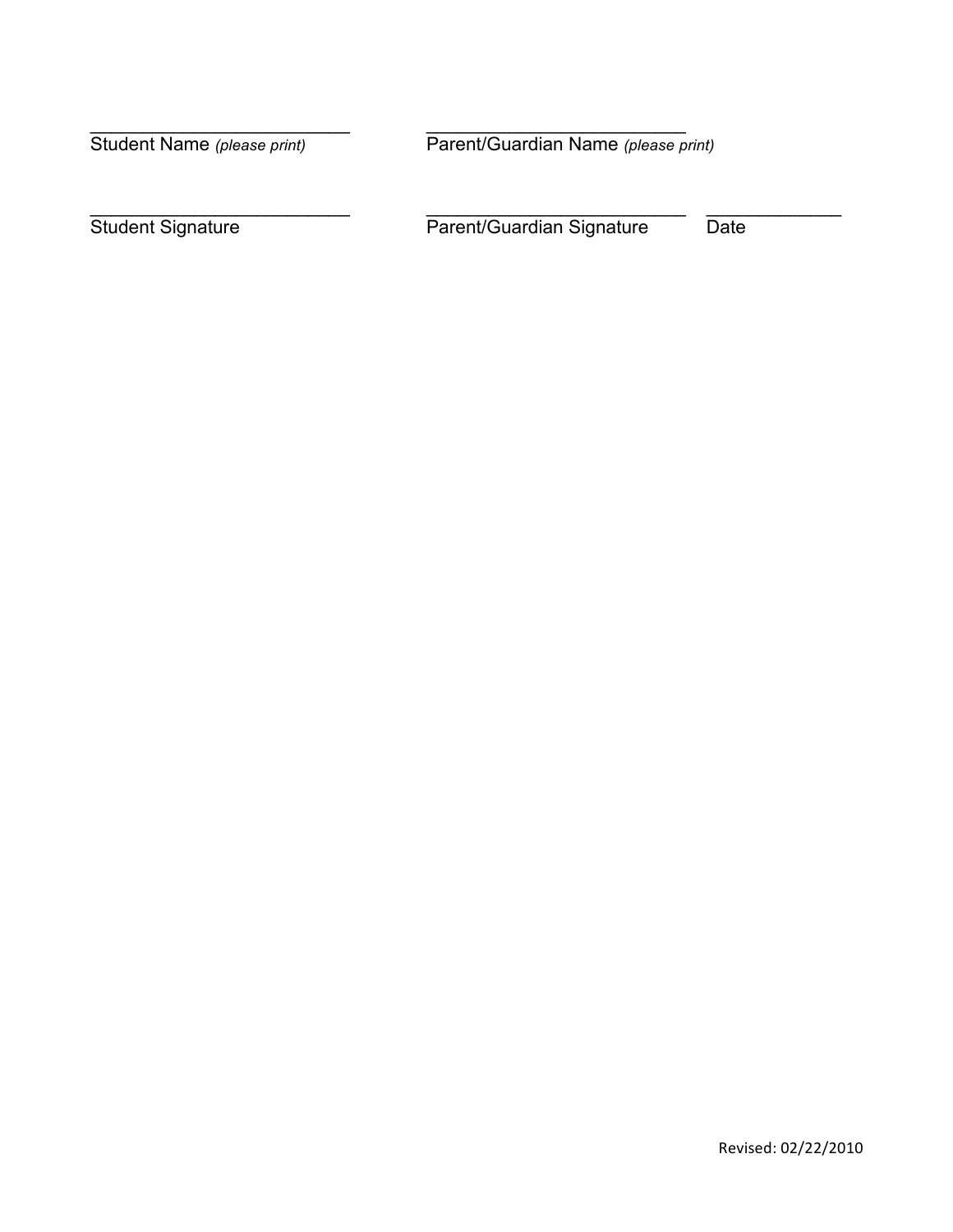_________________________ &nbsp;&nbsp;&nbsp;&nbsp;&nbsp;&nbsp;&nbsp;&nbsp; _________________________
Student Name *(please print)* &nbsp;&nbsp;&nbsp;&nbsp;&nbsp;&nbsp;&nbsp;&nbsp; Parent/Guardian Name *(please print)*

_________________________ &nbsp;&nbsp;&nbsp;&nbsp;&nbsp;&nbsp;&nbsp;&nbsp; _________________________ &nbsp;&nbsp;&nbsp;&nbsp; _____________
Student Signature &nbsp;&nbsp;&nbsp;&nbsp;&nbsp;&nbsp;&nbsp;&nbsp; Parent/Guardian Signature &nbsp;&nbsp;&nbsp;&nbsp; Date

Revised: 02/22/2010